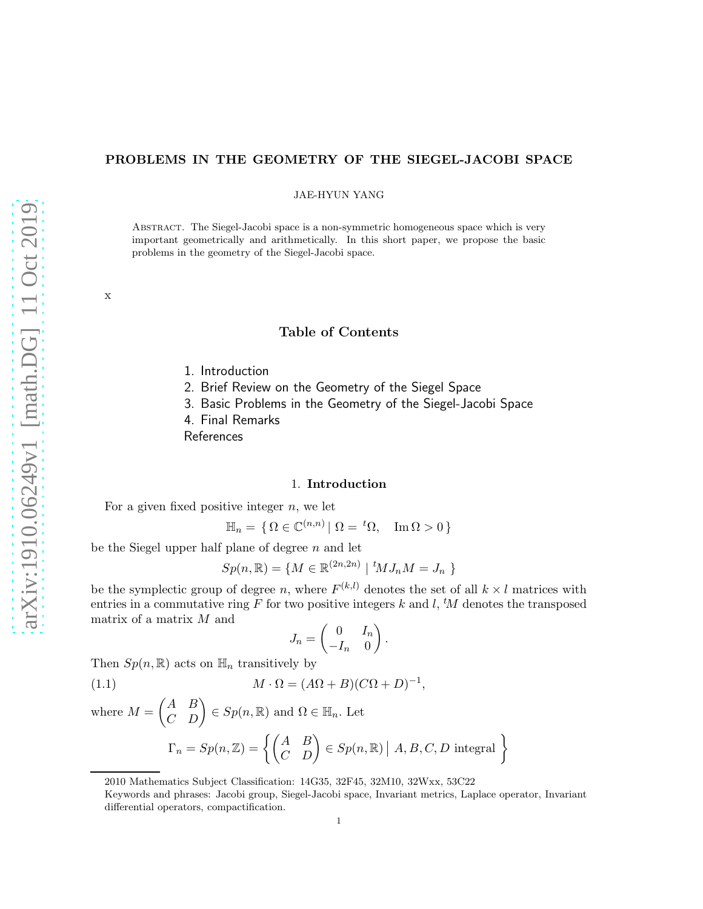# PROBLEMS IN THE GEOMETRY OF THE SIEGEL-JACOBI SPACE

JAE-HYUN YANG

ABSTRACT. The Siegel-Jacobi space is a non-symmetric homogeneous space which is very important geometrically and arithmetically. In this short paper, we propose the basic problems in the geometry of the Siegel-Jacobi space.

x

## Table of Contents

1. Introduction
2. Brief Review on the Geometry of the Siegel Space
3. Basic Problems in the Geometry of the Siegel-Jacobi Space
4. Final Remarks

References

## 1. Introduction

For a given fixed positive integer $n$, we let

$$\mathbb{H}_n = \{\, \Omega \in \mathbb{C}^{(n,n)} \mid \Omega = {}^t\Omega, \quad \operatorname{Im}\Omega > 0 \,\}$$

be the Siegel upper half plane of degree $n$ and let

$$Sp(n,\mathbb{R}) = \{ M \in \mathbb{R}^{(2n,2n)} \mid {}^tMJ_nM = J_n \,\}$$

be the symplectic group of degree $n$, where $F^{(k,l)}$ denotes the set of all $k \times l$ matrices with entries in a commutative ring $F$ for two positive integers $k$ and $l$, ${}^tM$ denotes the transposed matrix of a matrix $M$ and

$$J_n = \begin{pmatrix} 0 & I_n \\ -I_n & 0 \end{pmatrix}.$$

Then $Sp(n,\mathbb{R})$ acts on $\mathbb{H}_n$ transitively by

$$M \cdot \Omega = (A\Omega + B)(C\Omega + D)^{-1}, \tag{1.1}$$

where $M = \begin{pmatrix} A & B \\ C & D \end{pmatrix} \in Sp(n,\mathbb{R})$ and $\Omega \in \mathbb{H}_n$. Let

$$\Gamma_n = Sp(n,\mathbb{Z}) = \left\{ \begin{pmatrix} A & B \\ C & D \end{pmatrix} \in Sp(n,\mathbb{R}) \,\Big|\, A, B, C, D \text{ integral } \right\}$$

2010 Mathematics Subject Classification: 14G35, 32F45, 32M10, 32Wxx, 53C22

Keywords and phrases: Jacobi group, Siegel-Jacobi space, Invariant metrics, Laplace operator, Invariant differential operators, compactification.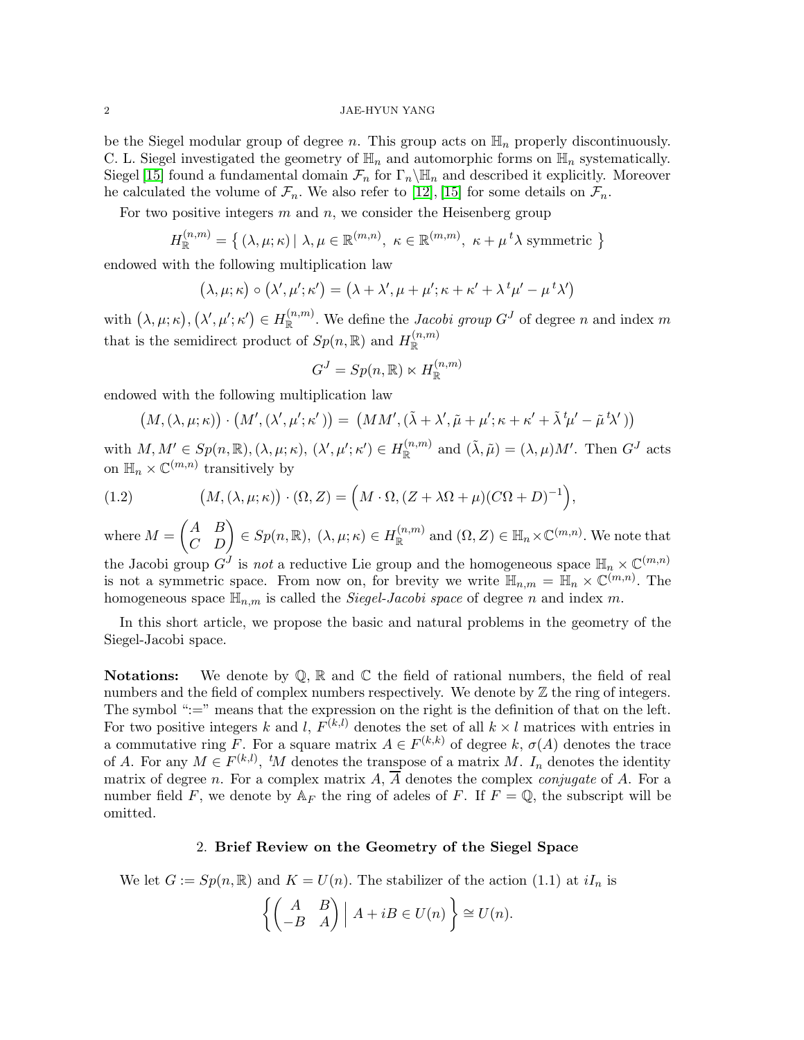be the Siegel modular group of degree $n$. This group acts on $\mathbb{H}_n$ properly discontinuously. C. L. Siegel investigated the geometry of $\mathbb{H}_n$ and automorphic forms on $\mathbb{H}_n$ systematically. Siegel [15] found a fundamental domain $\mathcal{F}_n$ for $\Gamma_n\backslash\mathbb{H}_n$ and described it explicitly. Moreover he calculated the volume of $\mathcal{F}_n$. We also refer to [12], [15] for some details on $\mathcal{F}_n$.

For two positive integers $m$ and $n$, we consider the Heisenberg group

$$H_{\mathbb{R}}^{(n,m)} = \left\{ (\lambda, \mu; \kappa) \mid \lambda, \mu \in \mathbb{R}^{(m,n)},\ \kappa \in \mathbb{R}^{(m,m)},\ \kappa + \mu\, {}^t\lambda \text{ symmetric } \right\}$$

endowed with the following multiplication law

$$\big(\lambda, \mu; \kappa\big) \circ \big(\lambda', \mu'; \kappa'\big) = \big(\lambda + \lambda', \mu + \mu'; \kappa + \kappa' + \lambda\, {}^t\mu' - \mu\, {}^t\lambda'\big)$$

with $\big(\lambda, \mu; \kappa\big), \big(\lambda', \mu'; \kappa'\big) \in H_{\mathbb{R}}^{(n,m)}$. We define the *Jacobi group* $G^J$ of degree $n$ and index $m$ that is the semidirect product of $Sp(n,\mathbb{R})$ and $H_{\mathbb{R}}^{(n,m)}$

$$G^J = Sp(n,\mathbb{R}) \ltimes H_{\mathbb{R}}^{(n,m)}$$

endowed with the following multiplication law

$$\big(M, (\lambda, \mu; \kappa)\big) \cdot \big(M', (\lambda', \mu'; \kappa')\big) = \big(MM', (\tilde{\lambda} + \lambda', \tilde{\mu} + \mu'; \kappa + \kappa' + \tilde{\lambda}\, {}^t\mu' - \tilde{\mu}\, {}^t\lambda')\big)$$

with $M, M' \in Sp(n,\mathbb{R}), (\lambda, \mu; \kappa),\ (\lambda', \mu'; \kappa') \in H_{\mathbb{R}}^{(n,m)}$ and $(\tilde{\lambda}, \tilde{\mu}) = (\lambda, \mu)M'$. Then $G^J$ acts on $\mathbb{H}_n \times \mathbb{C}^{(m,n)}$ transitively by

$$\big(M, (\lambda, \mu; \kappa)\big) \cdot (\Omega, Z) = \Big(M \cdot \Omega, (Z + \lambda\Omega + \mu)(C\Omega + D)^{-1}\Big), \tag{1.2}$$

where $M = \begin{pmatrix} A & B \\ C & D \end{pmatrix} \in Sp(n,\mathbb{R}),\ (\lambda, \mu; \kappa) \in H_{\mathbb{R}}^{(n,m)}$ and $(\Omega, Z) \in \mathbb{H}_n \times \mathbb{C}^{(m,n)}$. We note that the Jacobi group $G^J$ is *not* a reductive Lie group and the homogeneous space $\mathbb{H}_n \times \mathbb{C}^{(m,n)}$ is not a symmetric space. From now on, for brevity we write $\mathbb{H}_{n,m} = \mathbb{H}_n \times \mathbb{C}^{(m,n)}$. The homogeneous space $\mathbb{H}_{n,m}$ is called the *Siegel-Jacobi space* of degree $n$ and index $m$.

In this short article, we propose the basic and natural problems in the geometry of the Siegel-Jacobi space.

**Notations:** We denote by $\mathbb{Q}$, $\mathbb{R}$ and $\mathbb{C}$ the field of rational numbers, the field of real numbers and the field of complex numbers respectively. We denote by $\mathbb{Z}$ the ring of integers. The symbol ":=" means that the expression on the right is the definition of that on the left. For two positive integers $k$ and $l$, $F^{(k,l)}$ denotes the set of all $k \times l$ matrices with entries in a commutative ring $F$. For a square matrix $A \in F^{(k,k)}$ of degree $k$, $\sigma(A)$ denotes the trace of $A$. For any $M \in F^{(k,l)}$, ${}^tM$ denotes the transpose of a matrix $M$. $I_n$ denotes the identity matrix of degree $n$. For a complex matrix $A$, $\overline{A}$ denotes the complex *conjugate* of $A$. For a number field $F$, we denote by $\mathbb{A}_F$ the ring of adeles of $F$. If $F = \mathbb{Q}$, the subscript will be omitted.

## 2. Brief Review on the Geometry of the Siegel Space

We let $G := Sp(n,\mathbb{R})$ and $K = U(n)$. The stabilizer of the action (1.1) at $iI_n$ is

$$\left\{ \begin{pmatrix} A & B \\ -B & A \end{pmatrix} \,\Big|\, A + iB \in U(n) \right\} \cong U(n).$$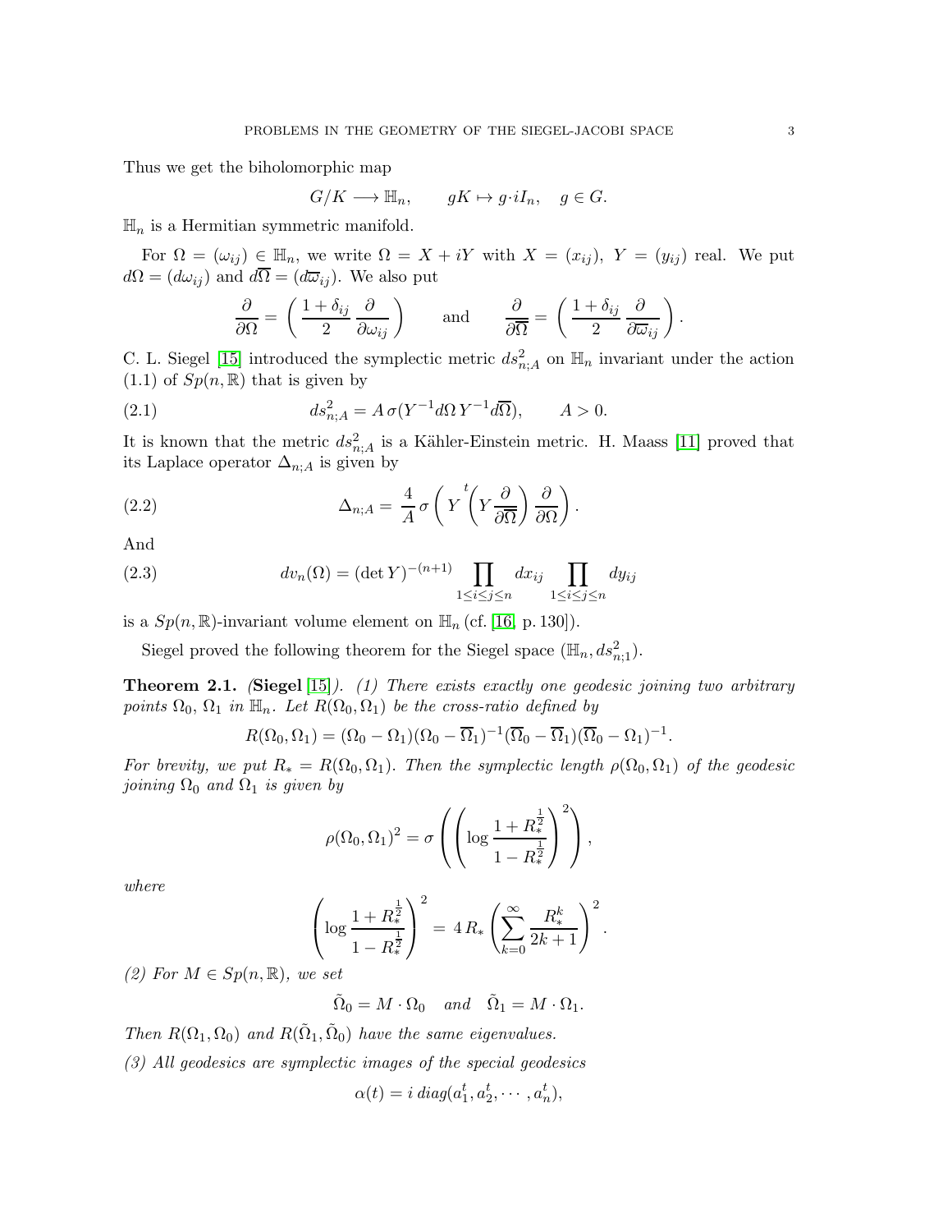Thus we get the biholomorphic map

$$G/K \longrightarrow \mathbb{H}_n, \qquad gK \mapsto g\cdot iI_n, \quad g \in G.$$

$\mathbb{H}_n$ is a Hermitian symmetric manifold.

For $\Omega = (\omega_{ij}) \in \mathbb{H}_n$, we write $\Omega = X + iY$ with $X = (x_{ij}),\ Y = (y_{ij})$ real. We put $d\Omega = (d\omega_{ij})$ and $d\overline{\Omega} = (d\overline{\omega}_{ij})$. We also put

$$\frac{\partial}{\partial \Omega} = \left( \frac{1+\delta_{ij}}{2} \frac{\partial}{\partial \omega_{ij}} \right) \qquad \text{and} \qquad \frac{\partial}{\partial \overline{\Omega}} = \left( \frac{1+\delta_{ij}}{2} \frac{\partial}{\partial \overline{\omega}_{ij}} \right).$$

C. L. Siegel [15] introduced the symplectic metric $ds^2_{n;A}$ on $\mathbb{H}_n$ invariant under the action (1.1) of $Sp(n,\mathbb{R})$ that is given by

$$ds^2_{n;A} = A\,\sigma(Y^{-1}d\Omega\, Y^{-1}d\overline{\Omega}), \qquad A > 0. \tag{2.1}$$

It is known that the metric $ds^2_{n;A}$ is a Kähler-Einstein metric. H. Maass [11] proved that its Laplace operator $\Delta_{n;A}$ is given by

$$\Delta_{n;A} = \frac{4}{A}\,\sigma\left( Y \,{}^t\!\left(Y \frac{\partial}{\partial \overline{\Omega}}\right) \frac{\partial}{\partial \Omega}\right). \tag{2.2}$$

And

$$dv_n(\Omega) = (\det Y)^{-(n+1)} \prod_{1\le i\le j\le n} dx_{ij} \prod_{1\le i\le j\le n} dy_{ij} \tag{2.3}$$

is a $Sp(n,\mathbb{R})$-invariant volume element on $\mathbb{H}_n$ (cf. [16, p. 130]).

Siegel proved the following theorem for the Siegel space $(\mathbb{H}_n, ds^2_{n;1})$.

**Theorem 2.1.** (**Siegel** [15]). *(1) There exists exactly one geodesic joining two arbitrary points $\Omega_0,\ \Omega_1$ in $\mathbb{H}_n$. Let $R(\Omega_0,\Omega_1)$ be the cross-ratio defined by*

$$R(\Omega_0,\Omega_1) = (\Omega_0 - \Omega_1)(\Omega_0 - \overline{\Omega}_1)^{-1}(\overline{\Omega}_0 - \overline{\Omega}_1)(\overline{\Omega}_0 - \Omega_1)^{-1}.$$

*For brevity, we put $R_* = R(\Omega_0,\Omega_1)$. Then the symplectic length $\rho(\Omega_0,\Omega_1)$ of the geodesic joining $\Omega_0$ and $\Omega_1$ is given by*

$$\rho(\Omega_0,\Omega_1)^2 = \sigma\left( \left( \log \frac{1+R_*^{\frac{1}{2}}}{1-R_*^{\frac{1}{2}}} \right)^2 \right),$$

*where*

$$\left( \log \frac{1+R_*^{\frac{1}{2}}}{1-R_*^{\frac{1}{2}}} \right)^2 = 4\,R_* \left( \sum_{k=0}^{\infty} \frac{R_*^k}{2k+1} \right)^2.$$

*(2) For $M \in Sp(n,\mathbb{R})$, we set*

$$\tilde{\Omega}_0 = M\cdot\Omega_0 \quad \text{and} \quad \tilde{\Omega}_1 = M\cdot\Omega_1.$$

*Then $R(\Omega_1,\Omega_0)$ and $R(\tilde{\Omega}_1,\tilde{\Omega}_0)$ have the same eigenvalues.*

*(3) All geodesics are symplectic images of the special geodesics*

$$\alpha(t) = i\, diag(a_1^t, a_2^t, \cdots, a_n^t),$$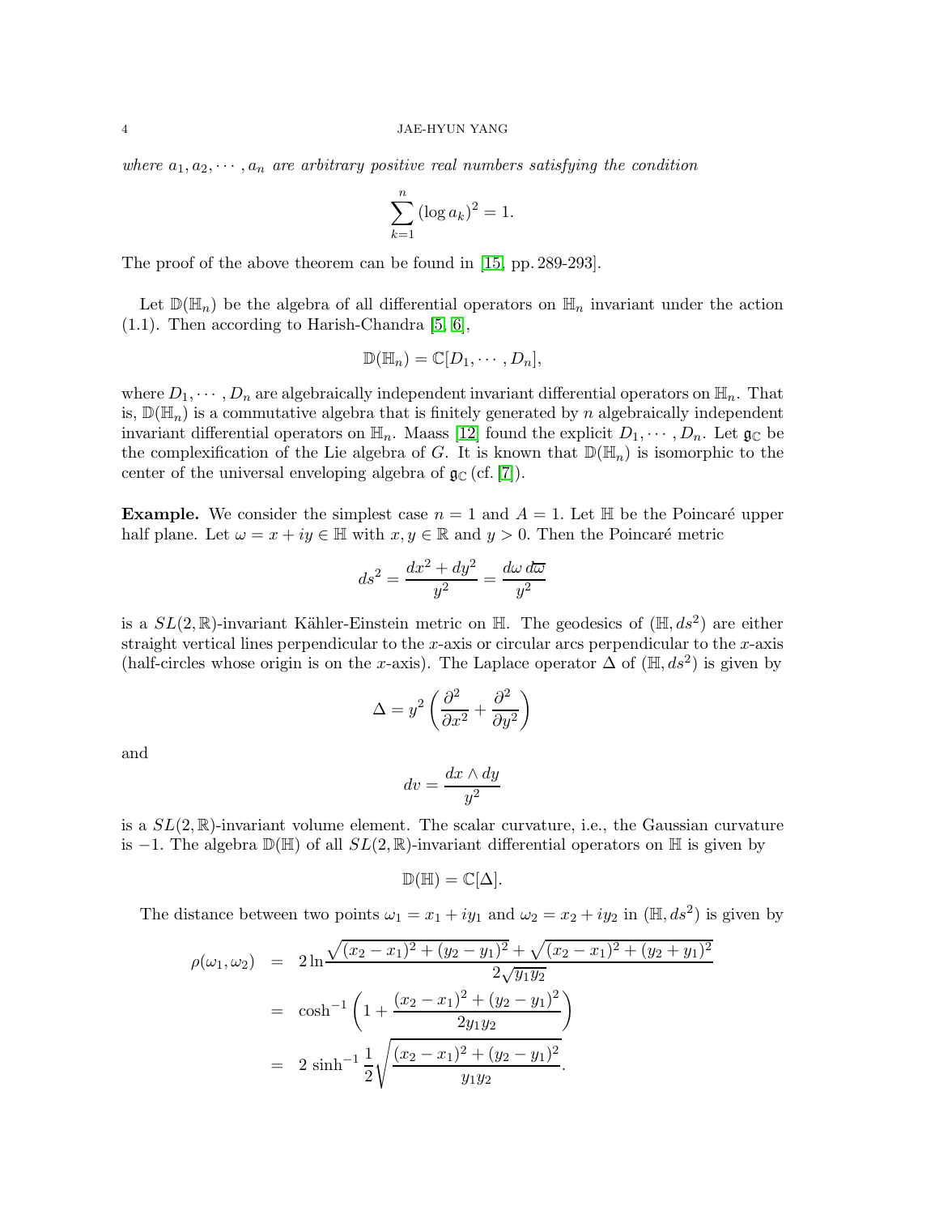*where $a_1, a_2, \cdots, a_n$ are arbitrary positive real numbers satisfying the condition*

$$\sum_{k=1}^{n} (\log a_k)^2 = 1.$$

The proof of the above theorem can be found in [15, pp. 289-293].

Let $\mathbb{D}(\mathbb{H}_n)$ be the algebra of all differential operators on $\mathbb{H}_n$ invariant under the action (1.1). Then according to Harish-Chandra [5, 6],

$$\mathbb{D}(\mathbb{H}_n) = \mathbb{C}[D_1, \cdots, D_n],$$

where $D_1, \cdots, D_n$ are algebraically independent invariant differential operators on $\mathbb{H}_n$. That is, $\mathbb{D}(\mathbb{H}_n)$ is a commutative algebra that is finitely generated by $n$ algebraically independent invariant differential operators on $\mathbb{H}_n$. Maass [12] found the explicit $D_1, \cdots, D_n$. Let $\mathfrak{g}_\mathbb{C}$ be the complexification of the Lie algebra of $G$. It is known that $\mathbb{D}(\mathbb{H}_n)$ is isomorphic to the center of the universal enveloping algebra of $\mathfrak{g}_\mathbb{C}$ (cf. [7]).

**Example.** We consider the simplest case $n = 1$ and $A = 1$. Let $\mathbb{H}$ be the Poincaré upper half plane. Let $\omega = x + iy \in \mathbb{H}$ with $x, y \in \mathbb{R}$ and $y > 0$. Then the Poincaré metric

$$ds^2 = \frac{dx^2 + dy^2}{y^2} = \frac{d\omega\, d\overline{\omega}}{y^2}$$

is a $SL(2,\mathbb{R})$-invariant Kähler-Einstein metric on $\mathbb{H}$. The geodesics of $(\mathbb{H}, ds^2)$ are either straight vertical lines perpendicular to the $x$-axis or circular arcs perpendicular to the $x$-axis (half-circles whose origin is on the $x$-axis). The Laplace operator $\Delta$ of $(\mathbb{H}, ds^2)$ is given by

$$\Delta = y^2 \left( \frac{\partial^2}{\partial x^2} + \frac{\partial^2}{\partial y^2} \right)$$

and

$$dv = \frac{dx \wedge dy}{y^2}$$

is a $SL(2,\mathbb{R})$-invariant volume element. The scalar curvature, i.e., the Gaussian curvature is $-1$. The algebra $\mathbb{D}(\mathbb{H})$ of all $SL(2,\mathbb{R})$-invariant differential operators on $\mathbb{H}$ is given by

$$\mathbb{D}(\mathbb{H}) = \mathbb{C}[\Delta].$$

The distance between two points $\omega_1 = x_1 + iy_1$ and $\omega_2 = x_2 + iy_2$ in $(\mathbb{H}, ds^2)$ is given by

$$\begin{aligned}
\rho(\omega_1, \omega_2) &= 2 \ln \frac{\sqrt{(x_2 - x_1)^2 + (y_2 - y_1)^2} + \sqrt{(x_2 - x_1)^2 + (y_2 + y_1)^2}}{2\sqrt{y_1 y_2}} \\
&= \cosh^{-1} \left( 1 + \frac{(x_2 - x_1)^2 + (y_2 - y_1)^2}{2 y_1 y_2} \right) \\
&= 2 \sinh^{-1} \frac{1}{2} \sqrt{\frac{(x_2 - x_1)^2 + (y_2 - y_1)^2}{y_1 y_2}}.
\end{aligned}$$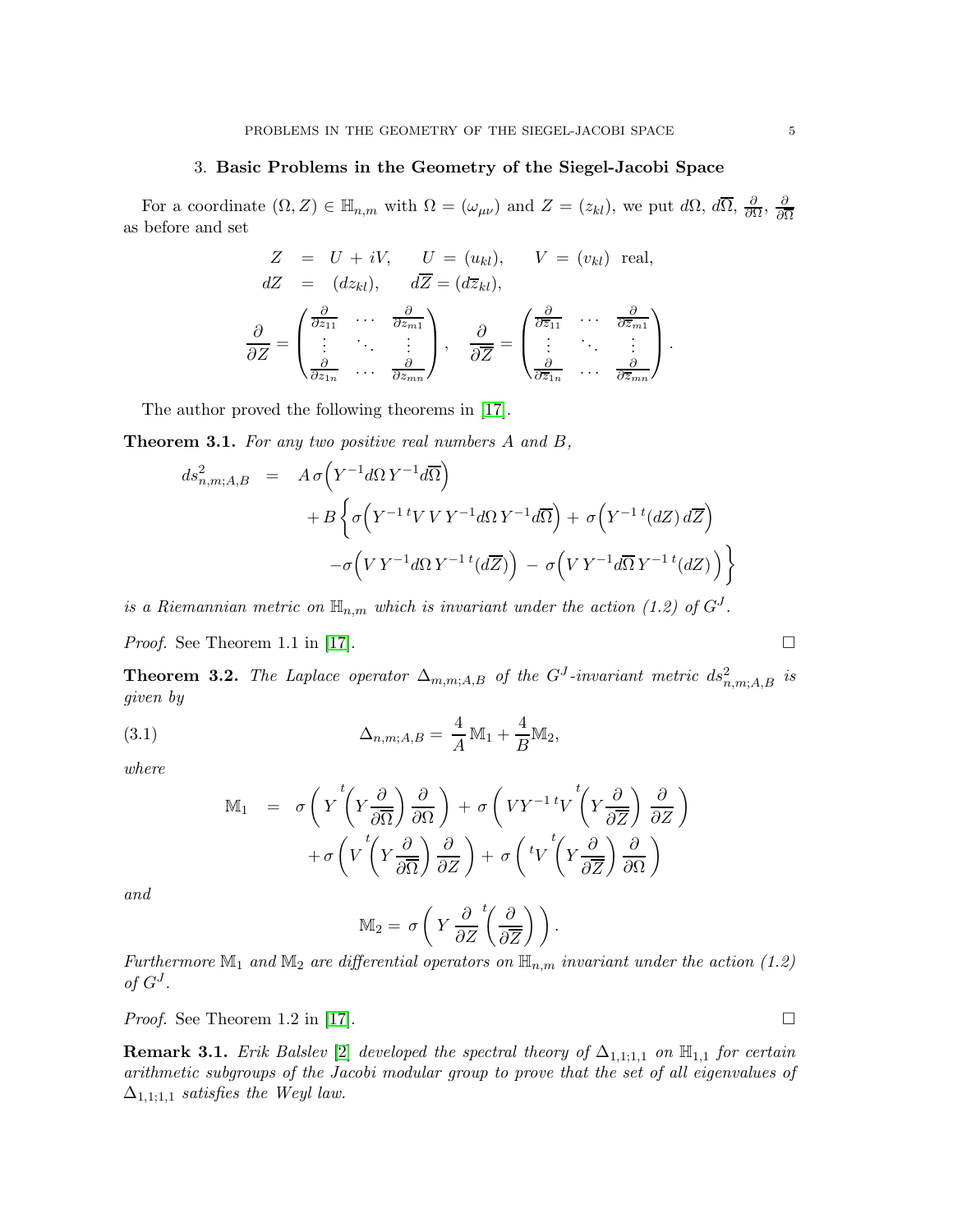## 3. **Basic Problems in the Geometry of the Siegel-Jacobi Space**

For a coordinate $(\Omega, Z) \in \mathbb{H}_{n,m}$ with $\Omega = (\omega_{\mu\nu})$ and $Z = (z_{kl})$, we put $d\Omega$, $d\overline{\Omega}$, $\frac{\partial}{\partial \Omega}$, $\frac{\partial}{\partial \overline{\Omega}}$ as before and set

$$
\begin{aligned}
Z &= U + iV, \qquad U = (u_{kl}), \qquad V = (v_{kl}) \ \text{ real}, \\
dZ &= (dz_{kl}), \qquad d\overline{Z} = (d\overline{z}_{kl}),
\end{aligned}
$$

$$
\frac{\partial}{\partial Z} = \begin{pmatrix} \frac{\partial}{\partial z_{11}} & \cdots & \frac{\partial}{\partial z_{m1}} \\ \vdots & \ddots & \vdots \\ \frac{\partial}{\partial z_{1n}} & \cdots & \frac{\partial}{\partial z_{mn}} \end{pmatrix}, \quad \frac{\partial}{\partial \overline{Z}} = \begin{pmatrix} \frac{\partial}{\partial \overline{z}_{11}} & \cdots & \frac{\partial}{\partial \overline{z}_{m1}} \\ \vdots & \ddots & \vdots \\ \frac{\partial}{\partial \overline{z}_{1n}} & \cdots & \frac{\partial}{\partial \overline{z}_{mn}} \end{pmatrix}.
$$

The author proved the following theorems in [17].

**Theorem 3.1.** *For any two positive real numbers $A$ and $B$,*

$$
\begin{aligned}
ds^2_{n,m;A,B} &= A\,\sigma\Big(Y^{-1} d\Omega\, Y^{-1} d\overline{\Omega}\Big) \\
&\quad + B\,\Big\{ \sigma\Big(Y^{-1}\, {}^tV\, V\, Y^{-1} d\Omega\, Y^{-1} d\overline{\Omega}\Big) + \sigma\Big(Y^{-1}\, {}^t(dZ)\, d\overline{Z}\Big) \\
&\quad - \sigma\Big(V\, Y^{-1} d\Omega\, Y^{-1}\, {}^t(d\overline{Z})\Big) - \sigma\Big(V\, Y^{-1} d\overline{\Omega}\, Y^{-1}\, {}^t(dZ)\Big) \Big\}
\end{aligned}
$$

*is a Riemannian metric on $\mathbb{H}_{n,m}$ which is invariant under the action (1.2) of $G^J$.*

*Proof.* See Theorem 1.1 in [17]. $\square$

**Theorem 3.2.** *The Laplace operator $\Delta_{m,m;A,B}$ of the $G^J$-invariant metric $ds^2_{n,m;A,B}$ is given by*

$$
\Delta_{n,m;A,B} = \frac{4}{A}\,\mathbb{M}_1 + \frac{4}{B}\mathbb{M}_2, \tag{3.1}
$$

*where*

$$
\begin{aligned}
\mathbb{M}_1 &= \sigma\left( Y\, {}^t\!\left(Y \frac{\partial}{\partial \overline{\Omega}}\right) \frac{\partial}{\partial \Omega} \right) + \sigma\left( V Y^{-1}\, {}^tV\, {}^t\!\left(Y \frac{\partial}{\partial \overline{Z}}\right) \frac{\partial}{\partial Z} \right) \\
&\quad + \sigma\left( V\, {}^t\!\left(Y \frac{\partial}{\partial \overline{\Omega}}\right) \frac{\partial}{\partial Z} \right) + \sigma\left( {}^tV\, {}^t\!\left(Y \frac{\partial}{\partial \overline{Z}}\right) \frac{\partial}{\partial \Omega} \right)
\end{aligned}
$$

*and*

$$
\mathbb{M}_2 = \sigma\left( Y\, \frac{\partial}{\partial Z}\, {}^t\!\left(\frac{\partial}{\partial \overline{Z}}\right) \right).
$$

*Furthermore $\mathbb{M}_1$ and $\mathbb{M}_2$ are differential operators on $\mathbb{H}_{n,m}$ invariant under the action (1.2) of $G^J$.*

*Proof.* See Theorem 1.2 in [17]. $\square$

**Remark 3.1.** *Erik Balslev [2] developed the spectral theory of $\Delta_{1,1;1,1}$ on $\mathbb{H}_{1,1}$ for certain arithmetic subgroups of the Jacobi modular group to prove that the set of all eigenvalues of $\Delta_{1,1;1,1}$ satisfies the Weyl law.*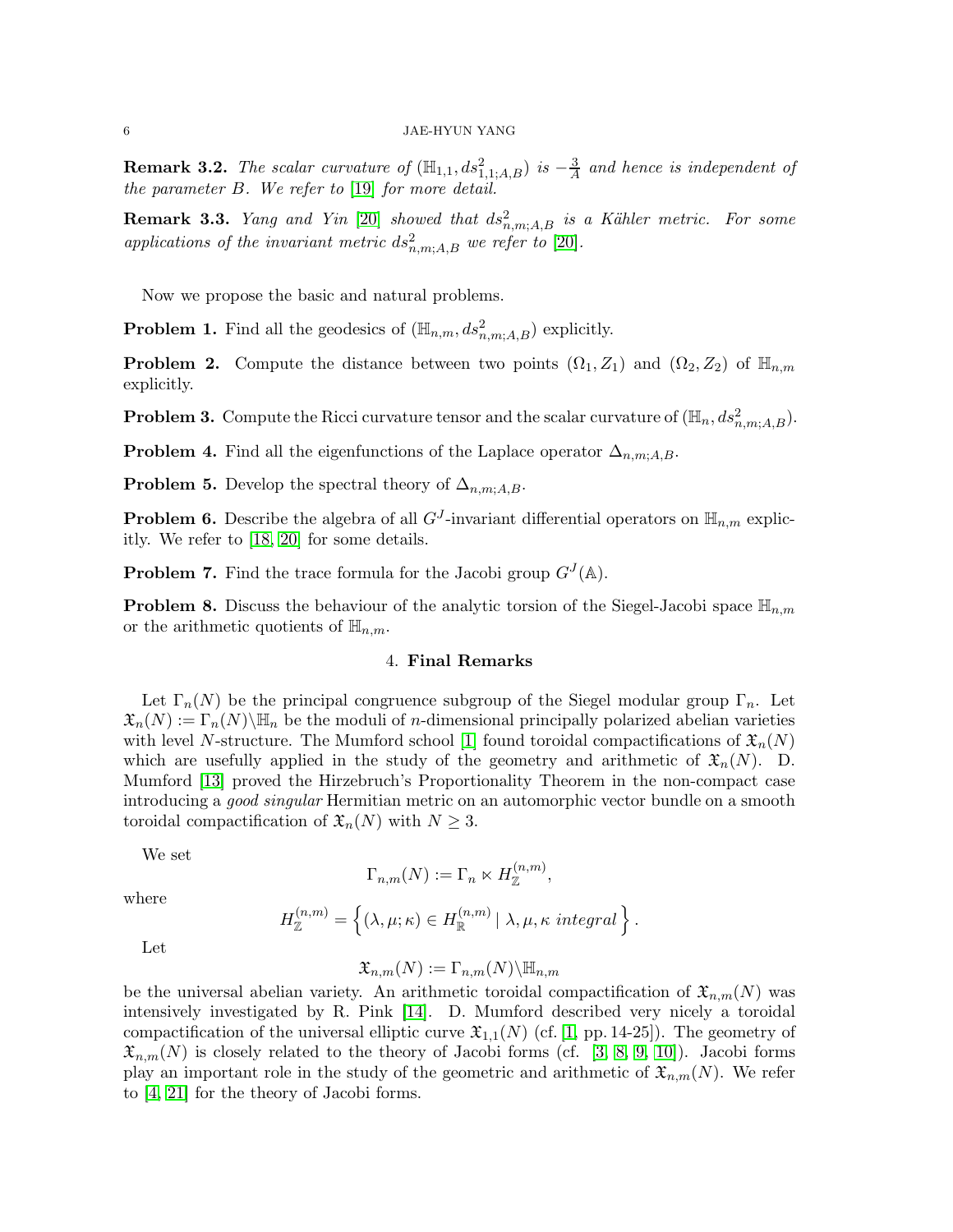**Remark 3.2.** *The scalar curvature of* $(\mathbb{H}_{1,1}, ds^2_{1,1;A,B})$ *is* $-\frac{3}{A}$ *and hence is independent of the parameter* $B$*. We refer to* [19] *for more detail.*

**Remark 3.3.** *Yang and Yin* [20] *showed that* $ds^2_{n,m;A,B}$ *is a Kähler metric. For some applications of the invariant metric* $ds^2_{n,m;A,B}$ *we refer to* [20].

Now we propose the basic and natural problems.

**Problem 1.** Find all the geodesics of $(\mathbb{H}_{n,m}, ds^2_{n,m;A,B})$ explicitly.

**Problem 2.** Compute the distance between two points $(\Omega_1, Z_1)$ and $(\Omega_2, Z_2)$ of $\mathbb{H}_{n,m}$ explicitly.

**Problem 3.** Compute the Ricci curvature tensor and the scalar curvature of $(\mathbb{H}_n, ds^2_{n,m;A,B})$.

**Problem 4.** Find all the eigenfunctions of the Laplace operator $\Delta_{n,m;A,B}$.

**Problem 5.** Develop the spectral theory of $\Delta_{n,m;A,B}$.

**Problem 6.** Describe the algebra of all $G^J$-invariant differential operators on $\mathbb{H}_{n,m}$ explicitly. We refer to [18, 20] for some details.

**Problem 7.** Find the trace formula for the Jacobi group $G^J(\mathbb{A})$.

**Problem 8.** Discuss the behaviour of the analytic torsion of the Siegel-Jacobi space $\mathbb{H}_{n,m}$ or the arithmetic quotients of $\mathbb{H}_{n,m}$.

## 4. Final Remarks

Let $\Gamma_n(N)$ be the principal congruence subgroup of the Siegel modular group $\Gamma_n$. Let $\mathfrak{X}_n(N) := \Gamma_n(N)\backslash\mathbb{H}_n$ be the moduli of $n$-dimensional principally polarized abelian varieties with level $N$-structure. The Mumford school [1] found toroidal compactifications of $\mathfrak{X}_n(N)$ which are usefully applied in the study of the geometry and arithmetic of $\mathfrak{X}_n(N)$. D. Mumford [13] proved the Hirzebruch's Proportionality Theorem in the non-compact case introducing a *good singular* Hermitian metric on an automorphic vector bundle on a smooth toroidal compactification of $\mathfrak{X}_n(N)$ with $N \geq 3$.

We set

$$\Gamma_{n,m}(N) := \Gamma_n \ltimes H_{\mathbb{Z}}^{(n,m)},$$

where

$$H_{\mathbb{Z}}^{(n,m)} = \left\{ (\lambda, \mu; \kappa) \in H_{\mathbb{R}}^{(n,m)} \mid \lambda, \mu, \kappa \ \textit{integral} \right\}.$$

Let

$$\mathfrak{X}_{n,m}(N) := \Gamma_{n,m}(N)\backslash\mathbb{H}_{n,m}$$

be the universal abelian variety. An arithmetic toroidal compactification of $\mathfrak{X}_{n,m}(N)$ was intensively investigated by R. Pink [14]. D. Mumford described very nicely a toroidal compactification of the universal elliptic curve $\mathfrak{X}_{1,1}(N)$ (cf. [1, pp. 14-25]). The geometry of $\mathfrak{X}_{n,m}(N)$ is closely related to the theory of Jacobi forms (cf. [3, 8, 9, 10]). Jacobi forms play an important role in the study of the geometric and arithmetic of $\mathfrak{X}_{n,m}(N)$. We refer to [4, 21] for the theory of Jacobi forms.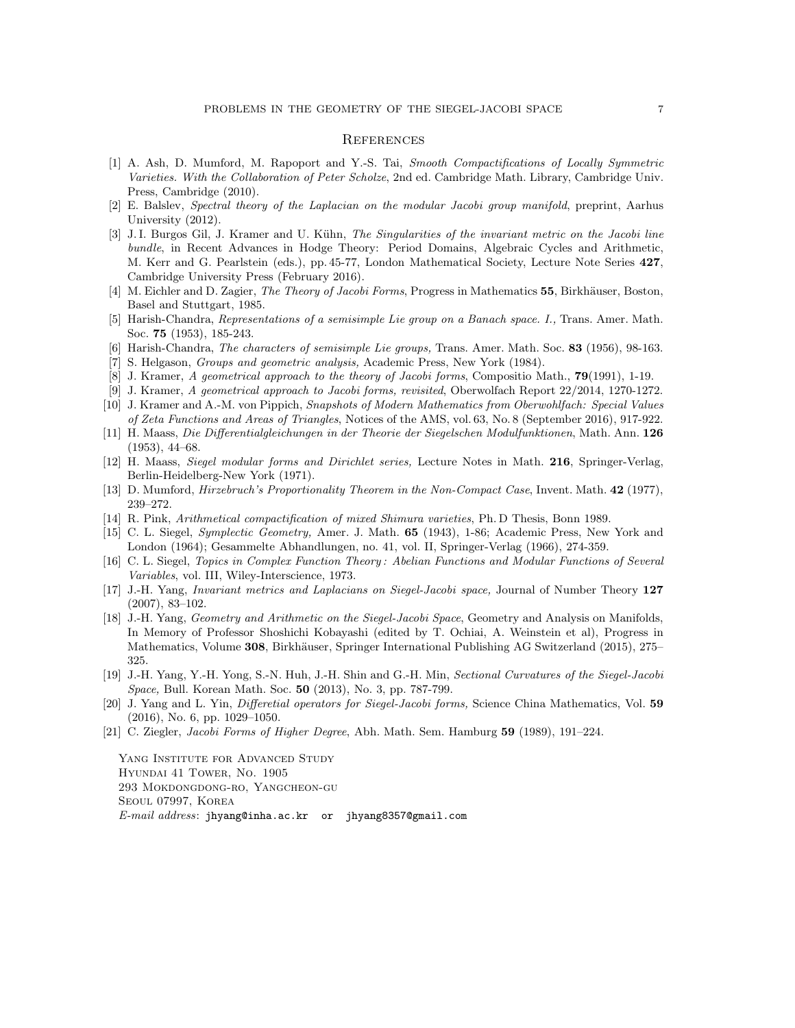## References

[1] A. Ash, D. Mumford, M. Rapoport and Y.-S. Tai, *Smooth Compactifications of Locally Symmetric Varieties. With the Collaboration of Peter Scholze*, 2nd ed. Cambridge Math. Library, Cambridge Univ. Press, Cambridge (2010).

[2] E. Balslev, *Spectral theory of the Laplacian on the modular Jacobi group manifold*, preprint, Aarhus University (2012).

[3] J. I. Burgos Gil, J. Kramer and U. Kühn, *The Singularities of the invariant metric on the Jacobi line bundle*, in Recent Advances in Hodge Theory: Period Domains, Algebraic Cycles and Arithmetic, M. Kerr and G. Pearlstein (eds.), pp. 45-77, London Mathematical Society, Lecture Note Series **427**, Cambridge University Press (February 2016).

[4] M. Eichler and D. Zagier, *The Theory of Jacobi Forms*, Progress in Mathematics **55**, Birkhäuser, Boston, Basel and Stuttgart, 1985.

[5] Harish-Chandra, *Representations of a semisimple Lie group on a Banach space. I.,* Trans. Amer. Math. Soc. **75** (1953), 185-243.

[6] Harish-Chandra, *The characters of semisimple Lie groups,* Trans. Amer. Math. Soc. **83** (1956), 98-163.

[7] S. Helgason, *Groups and geometric analysis,* Academic Press, New York (1984).

[8] J. Kramer, *A geometrical approach to the theory of Jacobi forms*, Compositio Math., **79**(1991), 1-19.

[9] J. Kramer, *A geometrical approach to Jacobi forms, revisited*, Oberwolfach Report 22/2014, 1270-1272.

[10] J. Kramer and A.-M. von Pippich, *Snapshots of Modern Mathematics from Oberwohlfach: Special Values of Zeta Functions and Areas of Triangles*, Notices of the AMS, vol. 63, No. 8 (September 2016), 917-922.

[11] H. Maass, *Die Differentialgleichungen in der Theorie der Siegelschen Modulfunktionen*, Math. Ann. **126** (1953), 44–68.

[12] H. Maass, *Siegel modular forms and Dirichlet series,* Lecture Notes in Math. **216**, Springer-Verlag, Berlin-Heidelberg-New York (1971).

[13] D. Mumford, *Hirzebruch's Proportionality Theorem in the Non-Compact Case*, Invent. Math. **42** (1977), 239–272.

[14] R. Pink, *Arithmetical compactification of mixed Shimura varieties*, Ph. D Thesis, Bonn 1989.

[15] C. L. Siegel, *Symplectic Geometry,* Amer. J. Math. **65** (1943), 1-86; Academic Press, New York and London (1964); Gesammelte Abhandlungen, no. 41, vol. II, Springer-Verlag (1966), 274-359.

[16] C. L. Siegel, *Topics in Complex Function Theory : Abelian Functions and Modular Functions of Several Variables*, vol. III, Wiley-Interscience, 1973.

[17] J.-H. Yang, *Invariant metrics and Laplacians on Siegel-Jacobi space,* Journal of Number Theory **127** (2007), 83–102.

[18] J.-H. Yang, *Geometry and Arithmetic on the Siegel-Jacobi Space*, Geometry and Analysis on Manifolds, In Memory of Professor Shoshichi Kobayashi (edited by T. Ochiai, A. Weinstein et al), Progress in Mathematics, Volume **308**, Birkhäuser, Springer International Publishing AG Switzerland (2015), 275–325.

[19] J.-H. Yang, Y.-H. Yong, S.-N. Huh, J.-H. Shin and G.-H. Min, *Sectional Curvatures of the Siegel-Jacobi Space,* Bull. Korean Math. Soc. **50** (2013), No. 3, pp. 787-799.

[20] J. Yang and L. Yin, *Differetial operators for Siegel-Jacobi forms,* Science China Mathematics, Vol. **59** (2016), No. 6, pp. 1029–1050.

[21] C. Ziegler, *Jacobi Forms of Higher Degree*, Abh. Math. Sem. Hamburg **59** (1989), 191–224.

Yang Institute for Advanced Study
Hyundai 41 Tower, No. 1905
293 Mokdongdong-ro, Yangcheon-gu
Seoul 07997, Korea
*E-mail address*: jhyang@inha.ac.kr or jhyang8357@gmail.com